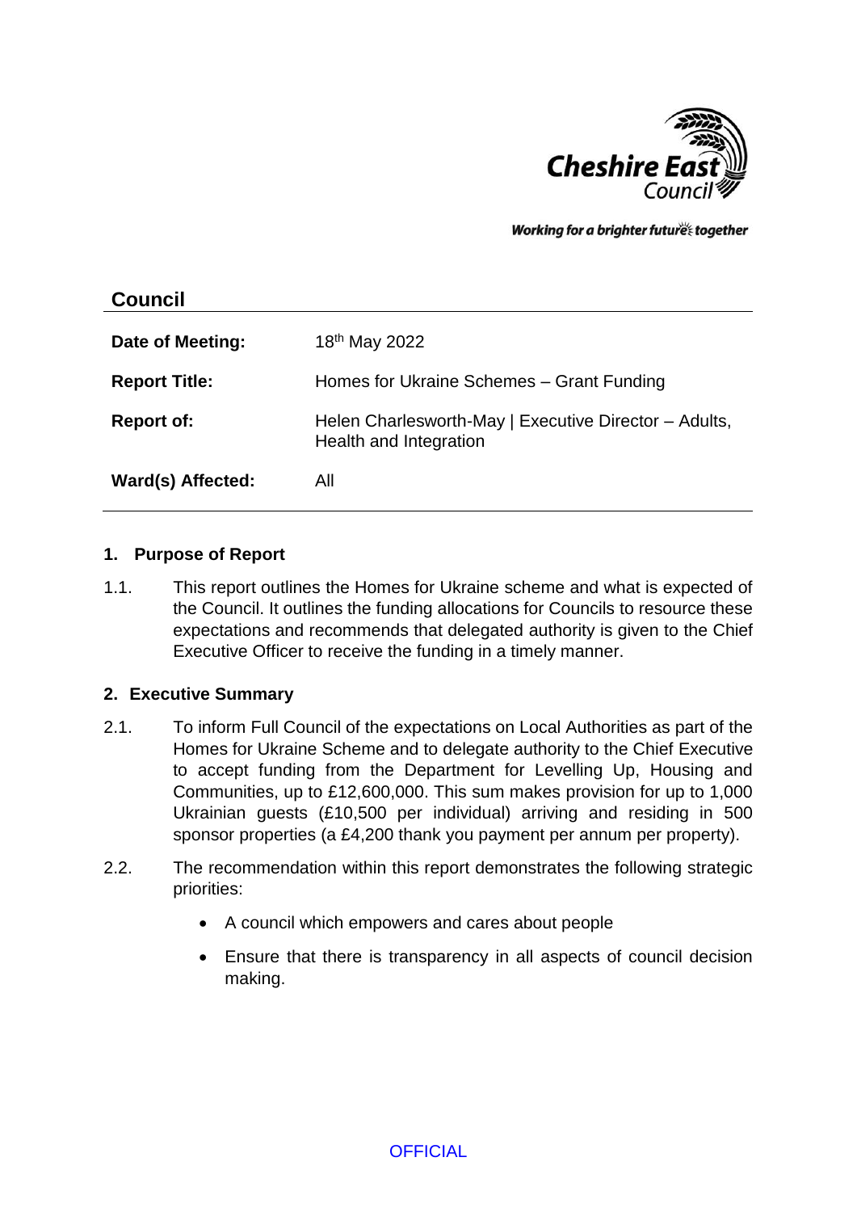Cheshire East Council

*Working for a brighter future together*

## Council

| | |
|---|---|
| **Date of Meeting:** | 18th May 2022 |
| **Report Title:** | Homes for Ukraine Schemes – Grant Funding |
| **Report of:** | Helen Charlesworth-May \| Executive Director – Adults, Health and Integration |
| **Ward(s) Affected:** | All |

### 1. Purpose of Report

1.1. This report outlines the Homes for Ukraine scheme and what is expected of the Council. It outlines the funding allocations for Councils to resource these expectations and recommends that delegated authority is given to the Chief Executive Officer to receive the funding in a timely manner.

### 2. Executive Summary

2.1. To inform Full Council of the expectations on Local Authorities as part of the Homes for Ukraine Scheme and to delegate authority to the Chief Executive to accept funding from the Department for Levelling Up, Housing and Communities, up to £12,600,000. This sum makes provision for up to 1,000 Ukrainian guests (£10,500 per individual) arriving and residing in 500 sponsor properties (a £4,200 thank you payment per annum per property).

2.2. The recommendation within this report demonstrates the following strategic priorities:

- A council which empowers and cares about people
- Ensure that there is transparency in all aspects of council decision making.

OFFICIAL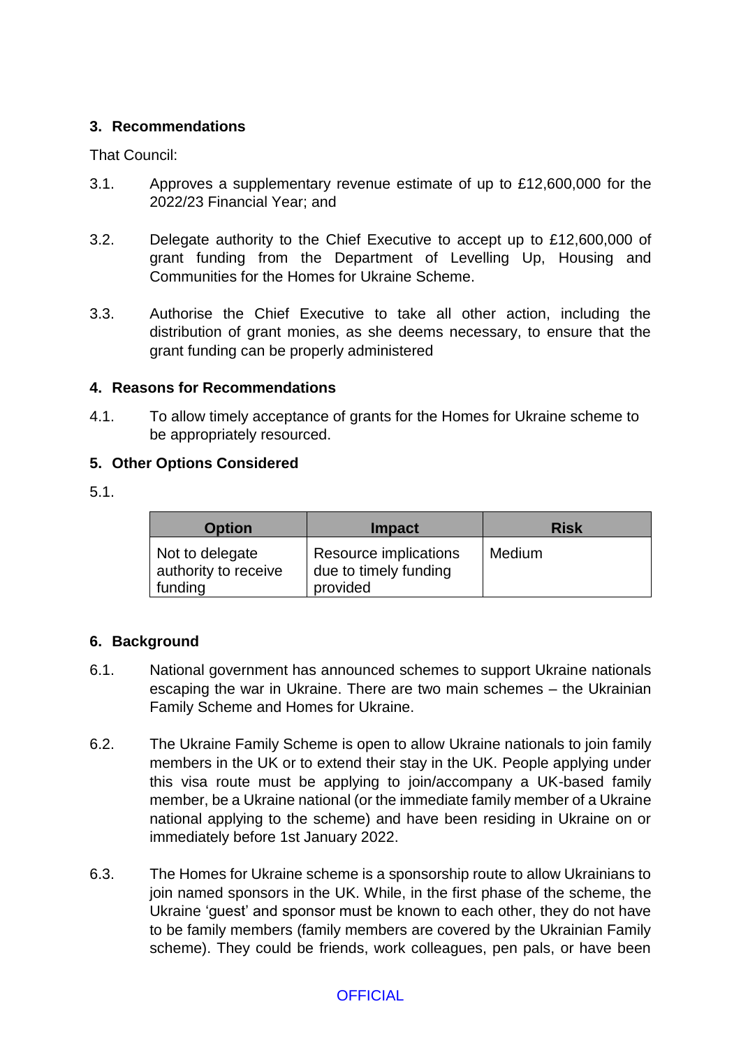## 3. Recommendations

That Council:

3.1. Approves a supplementary revenue estimate of up to £12,600,000 for the 2022/23 Financial Year; and

3.2. Delegate authority to the Chief Executive to accept up to £12,600,000 of grant funding from the Department of Levelling Up, Housing and Communities for the Homes for Ukraine Scheme.

3.3. Authorise the Chief Executive to take all other action, including the distribution of grant monies, as she deems necessary, to ensure that the grant funding can be properly administered

## 4. Reasons for Recommendations

4.1. To allow timely acceptance of grants for the Homes for Ukraine scheme to be appropriately resourced.

## 5. Other Options Considered

5.1.

| Option | Impact | Risk |
|---|---|---|
| Not to delegate authority to receive funding | Resource implications due to timely funding provided | Medium |

## 6. Background

6.1. National government has announced schemes to support Ukraine nationals escaping the war in Ukraine. There are two main schemes – the Ukrainian Family Scheme and Homes for Ukraine.

6.2. The Ukraine Family Scheme is open to allow Ukraine nationals to join family members in the UK or to extend their stay in the UK. People applying under this visa route must be applying to join/accompany a UK-based family member, be a Ukraine national (or the immediate family member of a Ukraine national applying to the scheme) and have been residing in Ukraine on or immediately before 1st January 2022.

6.3. The Homes for Ukraine scheme is a sponsorship route to allow Ukrainians to join named sponsors in the UK. While, in the first phase of the scheme, the Ukraine 'guest' and sponsor must be known to each other, they do not have to be family members (family members are covered by the Ukrainian Family scheme). They could be friends, work colleagues, pen pals, or have been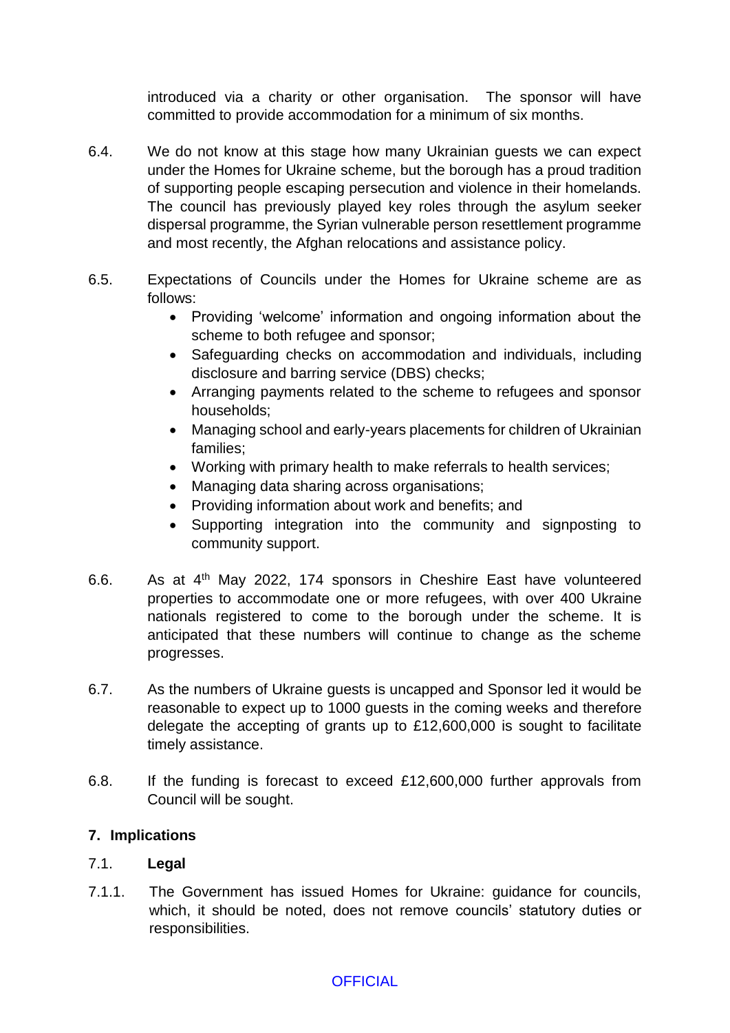introduced via a charity or other organisation. The sponsor will have committed to provide accommodation for a minimum of six months.

6.4. We do not know at this stage how many Ukrainian guests we can expect under the Homes for Ukraine scheme, but the borough has a proud tradition of supporting people escaping persecution and violence in their homelands. The council has previously played key roles through the asylum seeker dispersal programme, the Syrian vulnerable person resettlement programme and most recently, the Afghan relocations and assistance policy.

6.5. Expectations of Councils under the Homes for Ukraine scheme are as follows:

- Providing 'welcome' information and ongoing information about the scheme to both refugee and sponsor;
- Safeguarding checks on accommodation and individuals, including disclosure and barring service (DBS) checks;
- Arranging payments related to the scheme to refugees and sponsor households;
- Managing school and early-years placements for children of Ukrainian families;
- Working with primary health to make referrals to health services;
- Managing data sharing across organisations;
- Providing information about work and benefits; and
- Supporting integration into the community and signposting to community support.

6.6. As at 4th May 2022, 174 sponsors in Cheshire East have volunteered properties to accommodate one or more refugees, with over 400 Ukraine nationals registered to come to the borough under the scheme. It is anticipated that these numbers will continue to change as the scheme progresses.

6.7. As the numbers of Ukraine guests is uncapped and Sponsor led it would be reasonable to expect up to 1000 guests in the coming weeks and therefore delegate the accepting of grants up to £12,600,000 is sought to facilitate timely assistance.

6.8. If the funding is forecast to exceed £12,600,000 further approvals from Council will be sought.

## 7. Implications

### 7.1. Legal

7.1.1. The Government has issued Homes for Ukraine: guidance for councils, which, it should be noted, does not remove councils' statutory duties or responsibilities.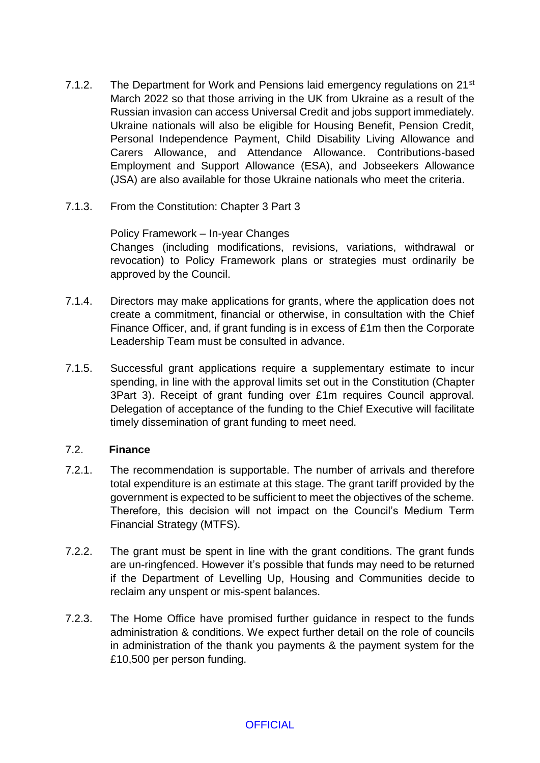7.1.2. The Department for Work and Pensions laid emergency regulations on 21st March 2022 so that those arriving in the UK from Ukraine as a result of the Russian invasion can access Universal Credit and jobs support immediately. Ukraine nationals will also be eligible for Housing Benefit, Pension Credit, Personal Independence Payment, Child Disability Living Allowance and Carers Allowance, and Attendance Allowance. Contributions-based Employment and Support Allowance (ESA), and Jobseekers Allowance (JSA) are also available for those Ukraine nationals who meet the criteria.

7.1.3. From the Constitution: Chapter 3 Part 3

Policy Framework – In-year Changes
Changes (including modifications, revisions, variations, withdrawal or revocation) to Policy Framework plans or strategies must ordinarily be approved by the Council.

7.1.4. Directors may make applications for grants, where the application does not create a commitment, financial or otherwise, in consultation with the Chief Finance Officer, and, if grant funding is in excess of £1m then the Corporate Leadership Team must be consulted in advance.

7.1.5. Successful grant applications require a supplementary estimate to incur spending, in line with the approval limits set out in the Constitution (Chapter 3Part 3). Receipt of grant funding over £1m requires Council approval. Delegation of acceptance of the funding to the Chief Executive will facilitate timely dissemination of grant funding to meet need.

## 7.2. **Finance**

7.2.1. The recommendation is supportable. The number of arrivals and therefore total expenditure is an estimate at this stage. The grant tariff provided by the government is expected to be sufficient to meet the objectives of the scheme. Therefore, this decision will not impact on the Council's Medium Term Financial Strategy (MTFS).

7.2.2. The grant must be spent in line with the grant conditions. The grant funds are un-ringfenced. However it's possible that funds may need to be returned if the Department of Levelling Up, Housing and Communities decide to reclaim any unspent or mis-spent balances.

7.2.3. The Home Office have promised further guidance in respect to the funds administration & conditions. We expect further detail on the role of councils in administration of the thank you payments & the payment system for the £10,500 per person funding.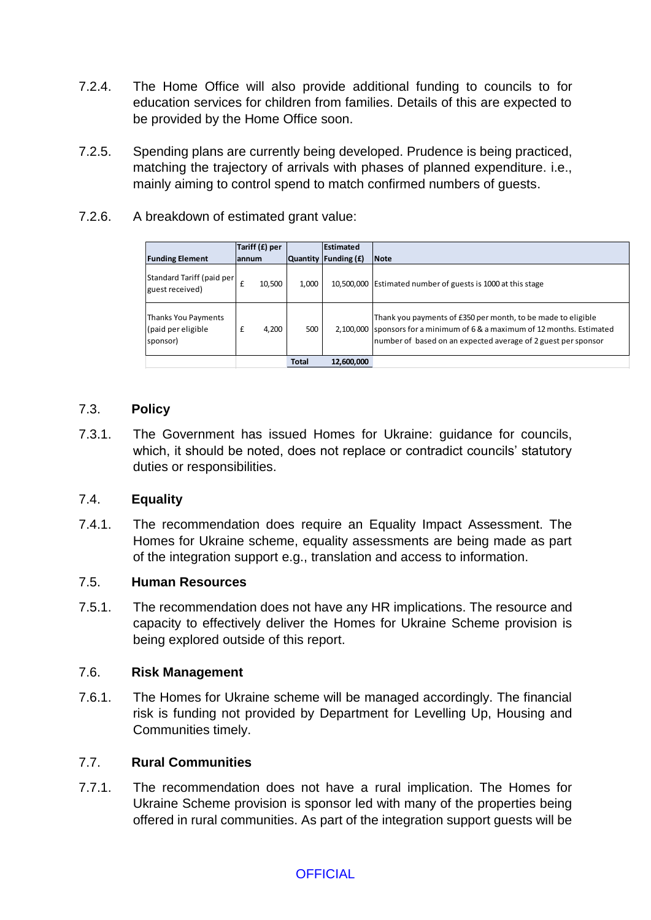7.2.4. The Home Office will also provide additional funding to councils to for education services for children from families. Details of this are expected to be provided by the Home Office soon.

7.2.5. Spending plans are currently being developed. Prudence is being practiced, matching the trajectory of arrivals with phases of planned expenditure. i.e., mainly aiming to control spend to match confirmed numbers of guests.

7.2.6. A breakdown of estimated grant value:

| Funding Element | Tariff (£) per annum | Quantity | Estimated Funding (£) | Note |
|---|---|---|---|---|
| Standard Tariff (paid per guest received) | £ 10,500 | 1,000 | 10,500,000 | Estimated number of guests is 1000 at this stage |
| Thanks You Payments (paid per eligible sponsor) | £ 4,200 | 500 | 2,100,000 | Thank you payments of £350 per month, to be made to eligible sponsors for a minimum of 6 & a maximum of 12 months. Estimated number of based on an expected average of 2 guest per sponsor |
| | | **Total** | **12,600,000** | |

### 7.3. Policy

7.3.1. The Government has issued Homes for Ukraine: guidance for councils, which, it should be noted, does not replace or contradict councils' statutory duties or responsibilities.

### 7.4. Equality

7.4.1. The recommendation does require an Equality Impact Assessment. The Homes for Ukraine scheme, equality assessments are being made as part of the integration support e.g., translation and access to information.

### 7.5. Human Resources

7.5.1. The recommendation does not have any HR implications. The resource and capacity to effectively deliver the Homes for Ukraine Scheme provision is being explored outside of this report.

### 7.6. Risk Management

7.6.1. The Homes for Ukraine scheme will be managed accordingly. The financial risk is funding not provided by Department for Levelling Up, Housing and Communities timely.

### 7.7. Rural Communities

7.7.1. The recommendation does not have a rural implication. The Homes for Ukraine Scheme provision is sponsor led with many of the properties being offered in rural communities. As part of the integration support guests will be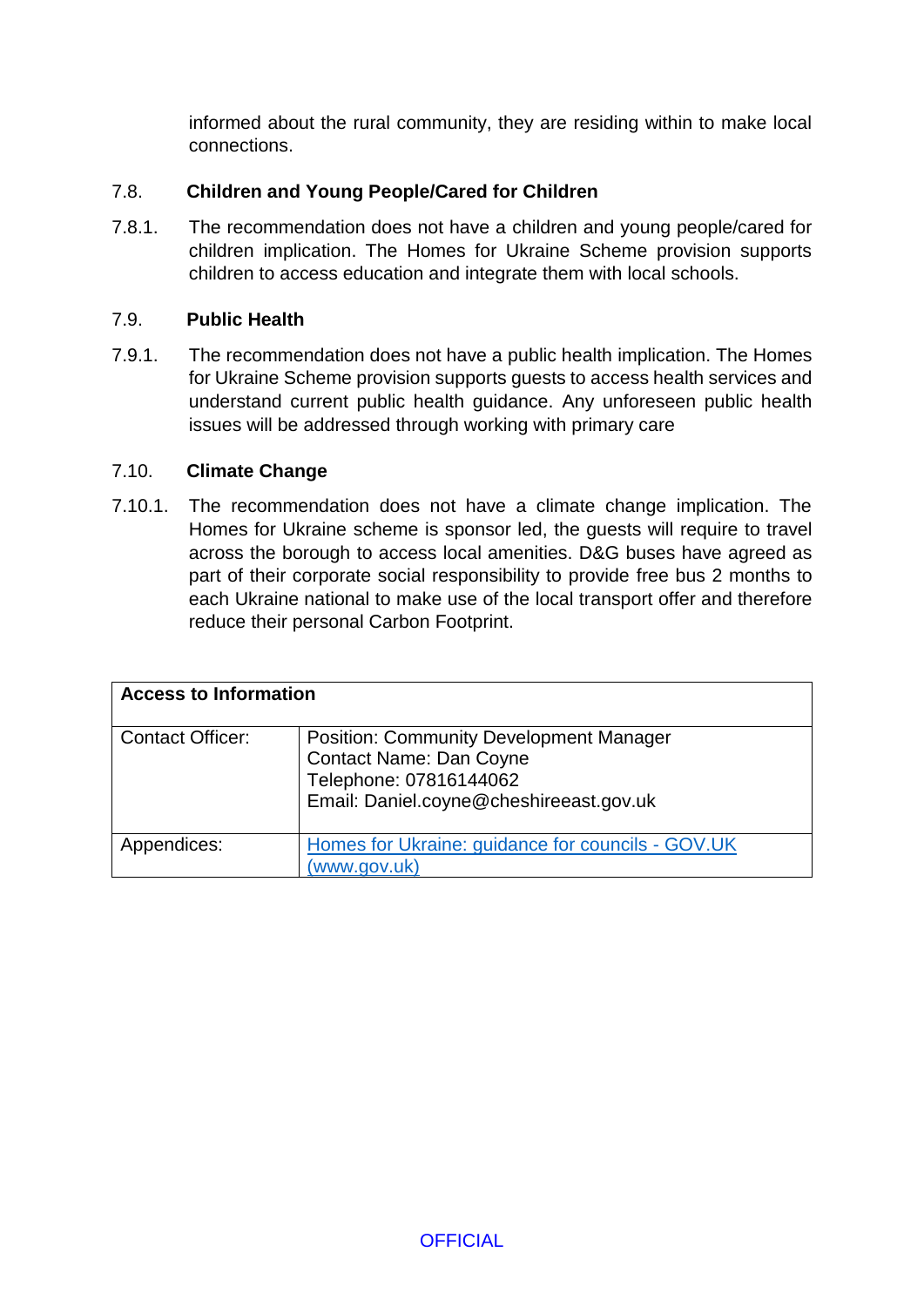informed about the rural community, they are residing within to make local connections.

### 7.8. Children and Young People/Cared for Children

7.8.1. The recommendation does not have a children and young people/cared for children implication. The Homes for Ukraine Scheme provision supports children to access education and integrate them with local schools.

### 7.9. Public Health

7.9.1. The recommendation does not have a public health implication. The Homes for Ukraine Scheme provision supports guests to access health services and understand current public health guidance. Any unforeseen public health issues will be addressed through working with primary care

### 7.10. Climate Change

7.10.1. The recommendation does not have a climate change implication. The Homes for Ukraine scheme is sponsor led, the guests will require to travel across the borough to access local amenities. D&G buses have agreed as part of their corporate social responsibility to provide free bus 2 months to each Ukraine national to make use of the local transport offer and therefore reduce their personal Carbon Footprint.

| **Access to Information** | |
|---|---|
| Contact Officer: | Position: Community Development Manager<br>Contact Name: Dan Coyne<br>Telephone: 07816144062<br>Email: Daniel.coyne@cheshireeast.gov.uk |
| Appendices: | [Homes for Ukraine: guidance for councils - GOV.UK (www.gov.uk)](https://www.gov.uk) |